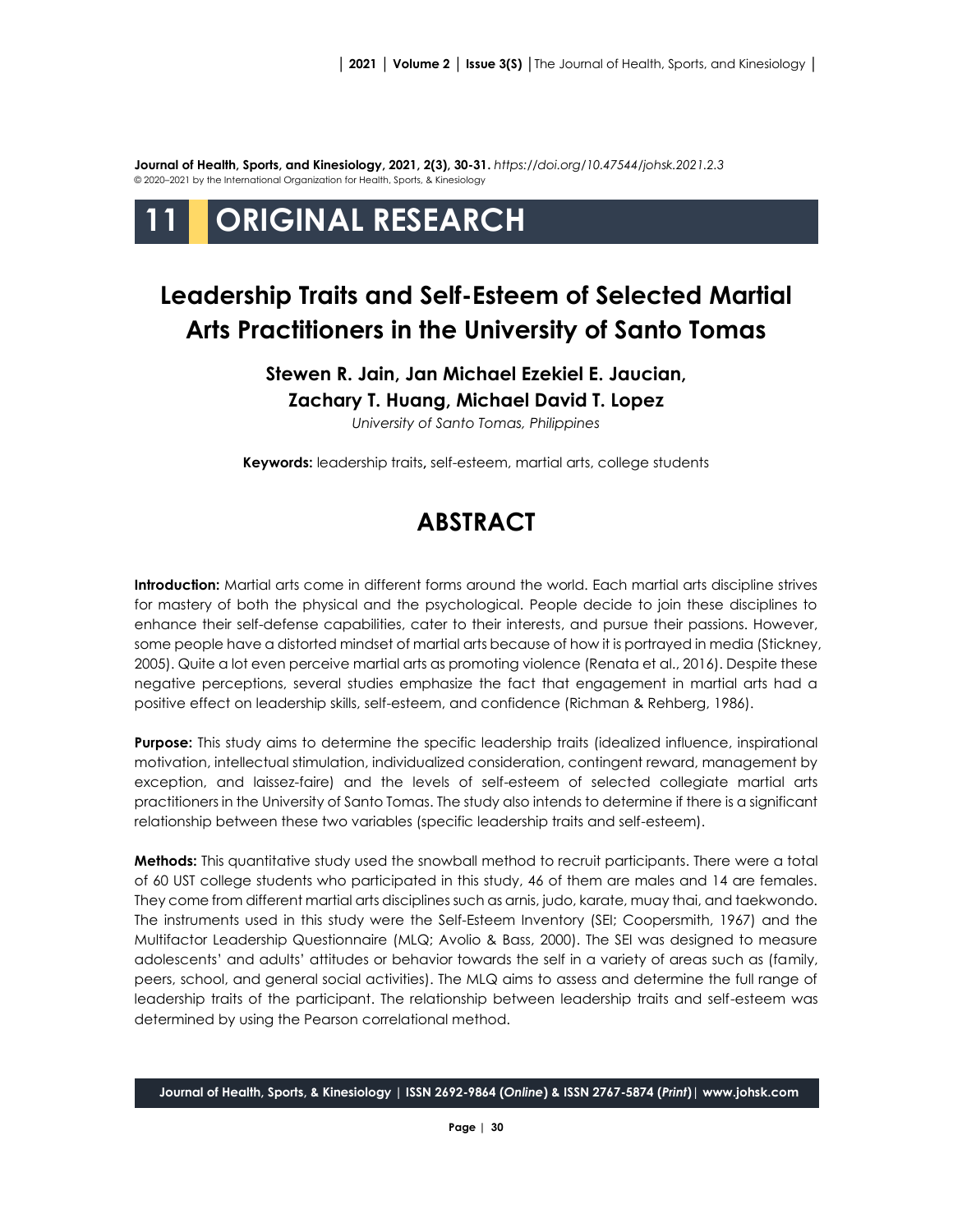**Journal of Health, Sports, and Kinesiology, 2021, 2(3), 30-31.** *https://doi.org/10.47544/johsk.2021.2.3*
© 2020–2021 by the International Organization for Health, Sports, & Kinesiology

# 11 ORIGINAL RESEARCH

## Leadership Traits and Self-Esteem of Selected Martial Arts Practitioners in the University of Santo Tomas

**Stewen R. Jain, Jan Michael Ezekiel E. Jaucian, Zachary T. Huang, Michael David T. Lopez**

*University of Santo Tomas, Philippines*

**Keywords:** leadership traits**,** self-esteem, martial arts, college students

## ABSTRACT

**Introduction:** Martial arts come in different forms around the world. Each martial arts discipline strives for mastery of both the physical and the psychological. People decide to join these disciplines to enhance their self-defense capabilities, cater to their interests, and pursue their passions. However, some people have a distorted mindset of martial arts because of how it is portrayed in media (Stickney, 2005). Quite a lot even perceive martial arts as promoting violence (Renata et al., 2016). Despite these negative perceptions, several studies emphasize the fact that engagement in martial arts had a positive effect on leadership skills, self-esteem, and confidence (Richman & Rehberg, 1986).

**Purpose:** This study aims to determine the specific leadership traits (idealized influence, inspirational motivation, intellectual stimulation, individualized consideration, contingent reward, management by exception, and laissez-faire) and the levels of self-esteem of selected collegiate martial arts practitioners in the University of Santo Tomas. The study also intends to determine if there is a significant relationship between these two variables (specific leadership traits and self-esteem).

**Methods:** This quantitative study used the snowball method to recruit participants. There were a total of 60 UST college students who participated in this study, 46 of them are males and 14 are females. They come from different martial arts disciplines such as arnis, judo, karate, muay thai, and taekwondo. The instruments used in this study were the Self-Esteem Inventory (SEI; Coopersmith, 1967) and the Multifactor Leadership Questionnaire (MLQ; Avolio & Bass, 2000). The SEI was designed to measure adolescents' and adults' attitudes or behavior towards the self in a variety of areas such as (family, peers, school, and general social activities). The MLQ aims to assess and determine the full range of leadership traits of the participant. The relationship between leadership traits and self-esteem was determined by using the Pearson correlational method.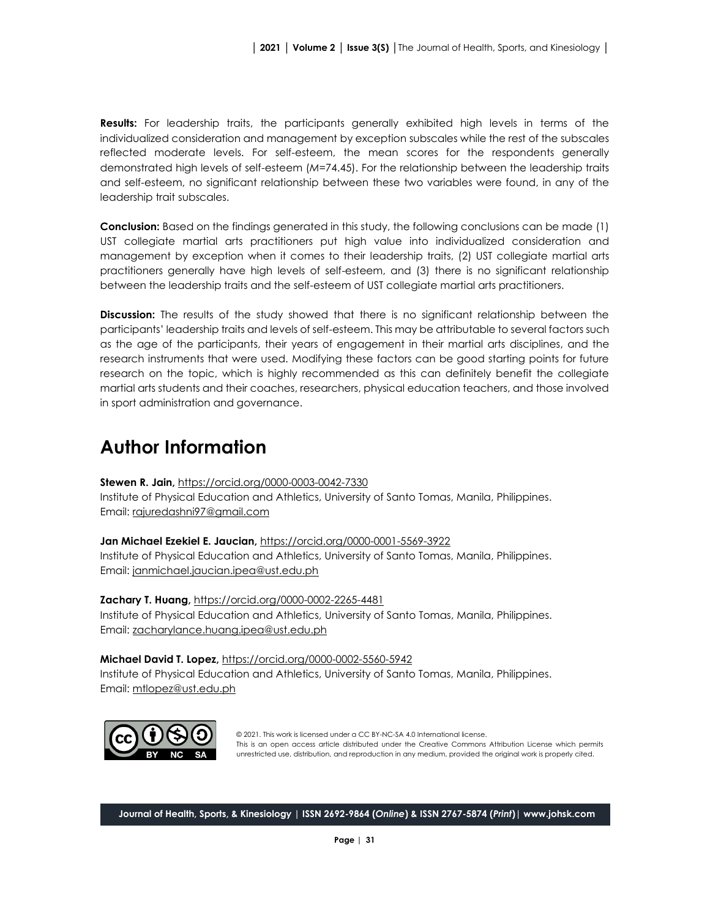**Results:** For leadership traits, the participants generally exhibited high levels in terms of the individualized consideration and management by exception subscales while the rest of the subscales reflected moderate levels. For self-esteem, the mean scores for the respondents generally demonstrated high levels of self-esteem ($M$=74.45). For the relationship between the leadership traits and self-esteem, no significant relationship between these two variables were found, in any of the leadership trait subscales.

**Conclusion:** Based on the findings generated in this study, the following conclusions can be made (1) UST collegiate martial arts practitioners put high value into individualized consideration and management by exception when it comes to their leadership traits, (2) UST collegiate martial arts practitioners generally have high levels of self-esteem, and (3) there is no significant relationship between the leadership traits and the self-esteem of UST collegiate martial arts practitioners.

**Discussion:** The results of the study showed that there is no significant relationship between the participants' leadership traits and levels of self-esteem. This may be attributable to several factors such as the age of the participants, their years of engagement in their martial arts disciplines, and the research instruments that were used. Modifying these factors can be good starting points for future research on the topic, which is highly recommended as this can definitely benefit the collegiate martial arts students and their coaches, researchers, physical education teachers, and those involved in sport administration and governance.

# Author Information

**Stewen R. Jain,** https://orcid.org/0000-0003-0042-7330
Institute of Physical Education and Athletics, University of Santo Tomas, Manila, Philippines.
Email: rajuredashni97@gmail.com

**Jan Michael Ezekiel E. Jaucian,** https://orcid.org/0000-0001-5569-3922
Institute of Physical Education and Athletics, University of Santo Tomas, Manila, Philippines.
Email: janmichael.jaucian.ipea@ust.edu.ph

**Zachary T. Huang,** https://orcid.org/0000-0002-2265-4481
Institute of Physical Education and Athletics, University of Santo Tomas, Manila, Philippines.
Email: zacharylance.huang.ipea@ust.edu.ph

**Michael David T. Lopez,** https://orcid.org/0000-0002-5560-5942
Institute of Physical Education and Athletics, University of Santo Tomas, Manila, Philippines.
Email: mtlopez@ust.edu.ph

© 2021. This work is licensed under a CC BY-NC-SA 4.0 International license.
This is an open access article distributed under the Creative Commons Attribution License which permits unrestricted use, distribution, and reproduction in any medium, provided the original work is properly cited.